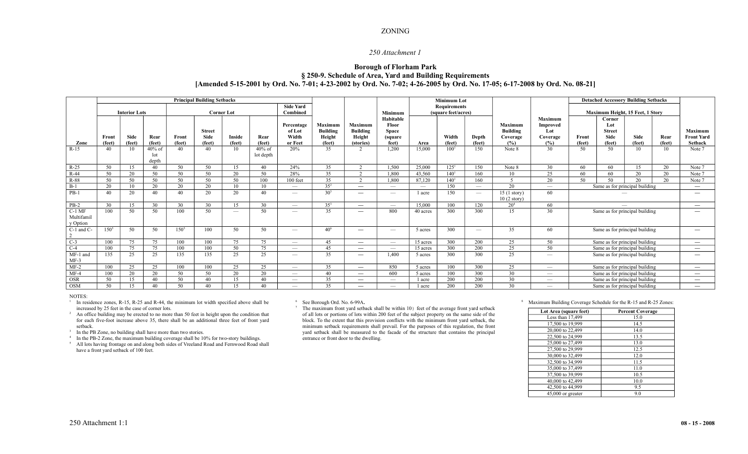ZONING

*250 Attachment 1*

## Borough of Florham Park
## § 250-9. Schedule of Area, Yard and Building Requirements
## [Amended 5-15-2001 by Ord. No. 7-01; 4-23-2002 by Ord. No. 7-02; 4-26-2005 by Ord. No. 17-05; 6-17-2008 by Ord. No. 08-21]

| | Principal Building Setbacks | | | | | | | | | | | Minimum Lot Requirements (square feet/acres) | | | | | Detached Accessory Building Setbacks | | | | |
|---|---|---|---|---|---|---|---|---|---|---|---|---|---|---|---|---|---|---|---|---|---|
| | Interior Lots | | | Corner Lot | | | | Side Yard Combined | | | | | | | | | Maximum Height, 15 Feet, 1 Story | | | | |
| Zone | Front (feet) | Side (feet) | Rear (feet) | Front (feet) | Street Side (feet) | Inside (feet) | Rear (feet) | Percentage of Lot Width or Feet | Maximum Building Height (feet) | Maximum Building Height (stories) | Minimum Habitable Floor Space (square feet) | Area | Width (feet) | Depth (feet) | Maximum Building Coverage (%) | Maximum Improved Lot Coverage (%) | Front (feet) | Corner Lot Street Side (feet) | Side (feet) | Rear (feet) | Maximum Front Yard Setback |
| R-15 | 40 | 10 | 40% of lot depth | 40 | 40 | 10 | 40% of lot depth | 20% | 35 | 2 | 1,200 | 15,000 | 100[1] | 150 | Note 8 | 30 | 50 | 50 | 10 | 10 | Note 7 |
| R-25 | 50 | 15 | 40 | 50 | 50 | 15 | 40 | 24% | 35 | 2 | 1,500 | 25,000 | 125[1] | 150 | Note 8 | 30 | 60 | 60 | 15 | 20 | Note 7 |
| R-44 | 50 | 20 | 50 | 50 | 50 | 20 | 50 | 28% | 35 | 2 | 1,800 | 43,560 | 140[1] | 160 | 10 | 25 | 60 | 60 | 20 | 20 | Note 7 |
| R-88 | 50 | 50 | 50 | 50 | 50 | 50 | 100 | 100 feet | 35 | 2 | 1,800 | 87,120 | 140[1] | 160 | 5 | 20 | 50 | 50 | 20 | 20 | Note 7 |
| B-1 | 20 | 10 | 20 | 20 | 20 | 10 | 10 | — | 35[2] | — | — | — | 150 | — | 20 | — | Same as for principal building | | | | — |
| PB-1 | 40 | 20 | 40 | 40 | 20 | 20 | 40 | — | 30[3] | — | — | 1 acre | 150 | — | 15 (1 story) 10 (2 story) | 60 | — | | | | — |
| PB-2 | 30 | 15 | 30 | 30 | 30 | 15 | 30 | — | 35[3] | — | — | 15,000 | 100 | 120 | 20[4] | 60 | — | | | | — |
| C-1 MF Multifamily Option | 100 | 50 | 50 | 100 | 50 | — | 50 | — | 35 | — | 800 | 40 acres | 300 | 300 | 15 | 30 | Same as for principal building | | | | — |
| C-1 and C-2 | 150[5] | 50 | 50 | 150[5] | 100 | 50 | 50 | — | 40[6] | — | — | 5 acres | 300 | — | 35 | 60 | Same as for principal building | | | | — |
| C-3 | 100 | 75 | 75 | 100 | 100 | 75 | 75 | — | 45 | — | — | 15 acres | 300 | 200 | 25 | 50 | Same as for principal building | | | | — |
| C-4 | 100 | 75 | 75 | 100 | 100 | 50 | 75 | — | 45 | — | — | 15 acres | 300 | 200 | 25 | 50 | Same as for principal building | | | | — |
| MF-1 and MF-3 | 135 | 25 | 25 | 135 | 135 | 25 | 25 | — | 35 | — | 1,400 | 5 acres | 300 | 300 | 25 | — | Same as for principal building | | | | — |
| MF-2 | 100 | 25 | 25 | 100 | 100 | 25 | 25 | — | 35 | — | 850 | 5 acres | 100 | 300 | 25 | — | Same as for principal building | | | | — |
| MF-4 | 100 | 20 | 20 | 50 | 50 | 20 | 20 | — | 40 | — | 600 | 5 acres | 100 | 300 | 30 | — | Same as for principal building | | | | — |
| OSR | 50 | 15 | 40 | 50 | 40 | 15 | 40 | — | 35 | — | — | 1 acre | 200 | 200 | 30 | — | Same as for principal building | | | | — |
| OSM | 50 | 15 | 40 | 50 | 40 | 15 | 40 | — | 35 | — | — | 1 acre | 200 | 200 | 30 | — | Same as for principal building | | | | — |

NOTES:

[1] In residence zones, R-15, R-25 and R-44, the minimum lot width specified above shall be increased by 25 feet in the case of corner lots.

[2] An office building may be erected to no more than 50 feet in height upon the condition that for each five-foot increase above 35, there shall be an additional three feet of front yard setback.

[3] In the PB Zone, no building shall have more than two stories.

[4] In the PB-2 Zone, the maximum building coverage shall be 10% for two-story buildings.

[5] All lots having frontage on and along both sides of Vreeland Road and Fernwood Road shall have a front yard setback of 100 feet.

[6] See Borough Ord. No. 6-99A.

[7] The maximum front yard setback shall be within 10) feet of the average front yard setback of all lots or portions of lots within 200 feet of the subject property on the same side of the block. To the extent that this provision conflicts with the minimum front yard setback, the minimum setback requirements shall prevail. For the purposes of this regulation, the front yard setback shall be measured to the facade of the structure that contains the principal entrance or front door to the dwelling.

[8] Maximum Building Coverage Schedule for the R-15 and R-25 Zones:

| Lot Area (square feet) | Percent Coverage |
|---|---|
| Less than 17,499 | 15.0 |
| 17,500 to 19,999 | 14.5 |
| 20,000 to 22,499 | 14.0 |
| 22,500 to 24,999 | 13.5 |
| 25,000 to 27,499 | 13.0 |
| 27,500 to 29,999 | 12.5 |
| 30,000 to 32,499 | 12.0 |
| 32,500 to 34,999 | 11.5 |
| 35,000 to 37,499 | 11.0 |
| 37,500 to 39,999 | 10.5 |
| 40,000 to 42,499 | 10.0 |
| 42,500 to 44,999 | 9.5 |
| 45,000 or greater | 9.0 |